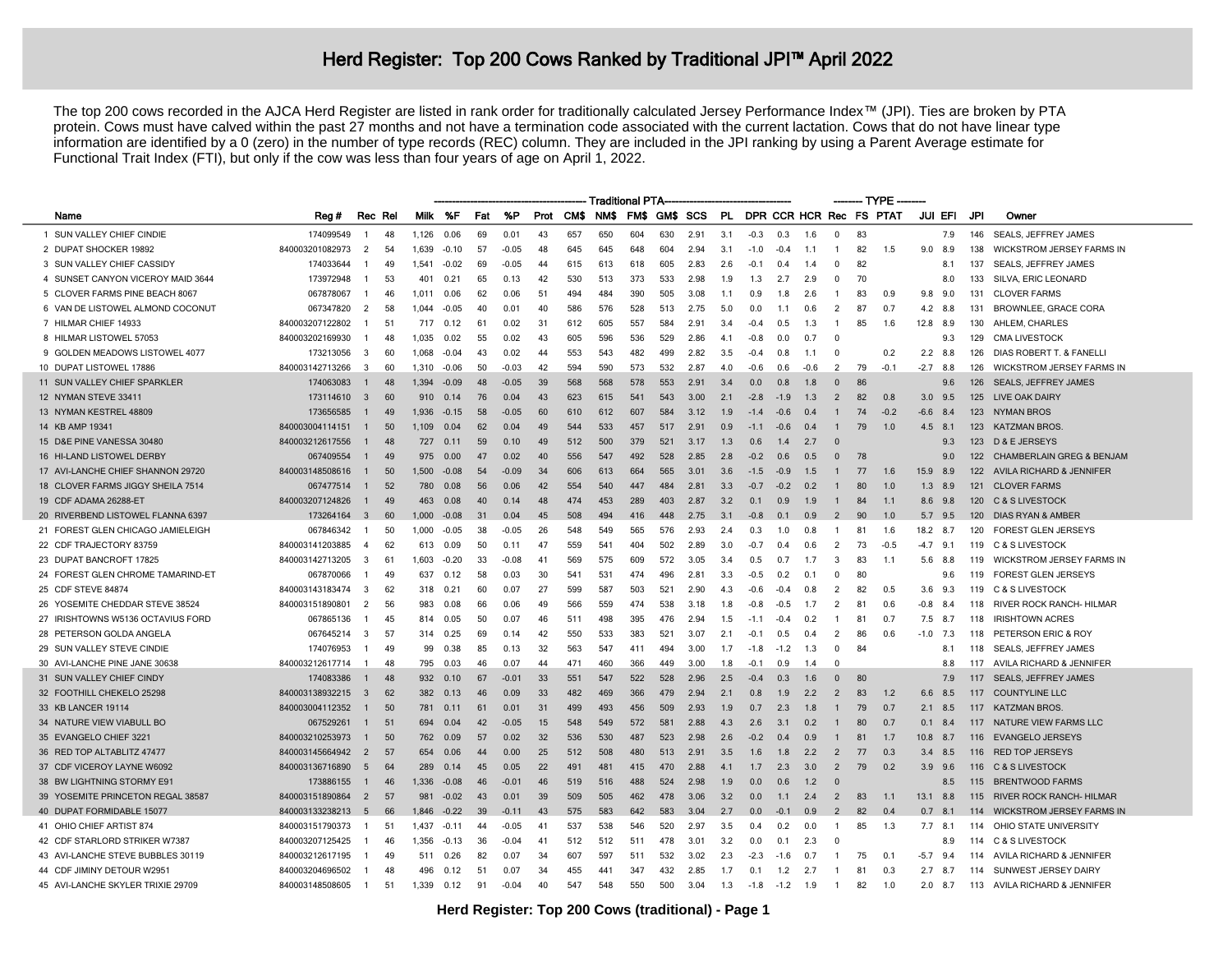# Herd Register: Top 200 Cows Ranked by Traditional JPI™ April 2022

The top 200 cows recorded in the AJCA Herd Register are listed in rank order for traditionally calculated Jersey Performance Index™ (JPI). Ties are broken by PTA protein. Cows must have calved within the past 27 months and not have a termination code associated with the current lactation. Cows that do not have linear type information are identified by a 0 (zero) in the number of type records (REC) column. They are included in the JPI ranking by using a Parent Average estimate for Functional Trait Index (FTI), but only if the cow was less than four years of age on April 1, 2022.

| | Name | Reg # | Rec | Rel | Traditional PTA | | | | | | | | | | | | | | TYPE | | | | | | |
|---|---|---|---|---|---|---|---|---|---|---|---|---|---|---|---|---|---|---|---|---|---|---|---|---|---|
| | | | | | Milk | %F | Fat | %P | Prot | CM$ | NM$ | FM$ | GM$ | SCS | PL | DPR | CCR | HCR | Rec | FS | PTAT | JUI | EFI | JPI | Owner |
| 1 | SUN VALLEY CHIEF CINDIE | 174099549 | 1 | 48 | 1,126 | 0.06 | 69 | 0.01 | 43 | 657 | 650 | 604 | 630 | 2.91 | 3.1 | -0.3 | 0.3 | 1.6 | 0 | 83 | | | 7.9 | 146 | SEALS, JEFFREY JAMES |
| 2 | DUPAT SHOCKER 19892 | 840003201082973 | 2 | 54 | 1,639 | -0.10 | 57 | -0.05 | 48 | 645 | 645 | 648 | 604 | 2.94 | 3.1 | -1.0 | -0.4 | 1.1 | 1 | 82 | 1.5 | 9.0 | 8.9 | 138 | WICKSTROM JERSEY FARMS IN |
| 3 | SUN VALLEY CHIEF CASSIDY | 174033644 | 1 | 49 | 1,541 | -0.02 | 69 | -0.05 | 44 | 615 | 613 | 618 | 605 | 2.83 | 2.6 | -0.1 | 0.4 | 1.4 | 0 | 82 | | | 8.1 | 137 | SEALS, JEFFREY JAMES |
| 4 | SUNSET CANYON VICEROY MAID 3644 | 173972948 | 1 | 53 | 401 | 0.21 | 65 | 0.13 | 42 | 530 | 513 | 373 | 533 | 2.98 | 1.9 | 1.3 | 2.7 | 2.9 | 0 | 70 | | | 8.0 | 133 | SILVA, ERIC LEONARD |
| 5 | CLOVER FARMS PINE BEACH 8067 | 067878067 | 1 | 46 | 1,011 | 0.06 | 62 | 0.06 | 51 | 494 | 484 | 390 | 505 | 3.08 | 1.1 | 0.9 | 1.8 | 2.6 | 1 | 83 | 0.9 | 9.8 | 9.0 | 131 | CLOVER FARMS |
| 6 | VAN DE LISTOWEL ALMOND COCONUT | 067347820 | 2 | 58 | 1,044 | -0.05 | 40 | 0.01 | 40 | 586 | 576 | 528 | 513 | 2.75 | 5.0 | 0.0 | 1.1 | 0.6 | 2 | 87 | 0.7 | 4.2 | 8.8 | 131 | BROWNLEE, GRACE CORA |
| 7 | HILMAR CHIEF 14933 | 840003207122802 | 1 | 51 | 717 | 0.12 | 61 | 0.02 | 31 | 612 | 605 | 557 | 584 | 2.91 | 3.4 | -0.4 | 0.5 | 1.3 | 1 | 85 | 1.6 | 12.8 | 8.9 | 130 | AHLEM, CHARLES |
| 8 | HILMAR LISTOWEL 57053 | 840003202169930 | 1 | 48 | 1,035 | 0.02 | 55 | 0.02 | 43 | 605 | 596 | 536 | 529 | 2.86 | 4.1 | -0.8 | 0.0 | 0.7 | 0 | | | | 9.3 | 129 | CMA LIVESTOCK |
| 9 | GOLDEN MEADOWS LISTOWEL 4077 | 173213056 | 3 | 60 | 1,068 | -0.04 | 43 | 0.02 | 44 | 553 | 543 | 482 | 499 | 2.82 | 3.5 | -0.4 | 0.8 | 1.1 | 0 | | 0.2 | 2.2 | 8.8 | 126 | DIAS ROBERT T. & FANELLI |
| 10 | DUPAT LISTOWEL 17886 | 840003142713266 | 3 | 60 | 1,310 | -0.06 | 50 | -0.03 | 42 | 594 | 590 | 573 | 532 | 2.87 | 4.0 | -0.6 | 0.6 | -0.6 | 2 | 79 | -0.1 | -2.7 | 8.8 | 126 | WICKSTROM JERSEY FARMS IN |
| 11 | SUN VALLEY CHIEF SPARKLER | 174063083 | 1 | 48 | 1,394 | -0.09 | 48 | -0.05 | 39 | 568 | 568 | 578 | 553 | 2.91 | 3.4 | 0.0 | 0.8 | 1.8 | 0 | 86 | | | 9.6 | 126 | SEALS, JEFFREY JAMES |
| 12 | NYMAN STEVE 33411 | 173114610 | 3 | 60 | 910 | 0.14 | 76 | 0.04 | 43 | 623 | 615 | 541 | 543 | 3.00 | 2.1 | -2.8 | -1.9 | 1.3 | 2 | 82 | 0.8 | 3.0 | 9.5 | 125 | LIVE OAK DAIRY |
| 13 | NYMAN KESTREL 48809 | 173656585 | 1 | 49 | 1,936 | -0.15 | 58 | -0.05 | 60 | 610 | 612 | 607 | 584 | 3.12 | 1.9 | -1.4 | -0.6 | 0.4 | 1 | 74 | -0.2 | -6.6 | 8.4 | 123 | NYMAN BROS |
| 14 | KB AMP 19341 | 840003004114151 | 1 | 50 | 1,109 | 0.04 | 62 | 0.04 | 49 | 544 | 533 | 457 | 517 | 2.91 | 0.9 | -1.1 | -0.6 | 0.4 | 1 | 79 | 1.0 | 4.5 | 8.1 | 123 | KATZMAN BROS. |
| 15 | D&E PINE VANESSA 30480 | 840003212617556 | 1 | 48 | 727 | 0.11 | 59 | 0.10 | 49 | 512 | 500 | 379 | 521 | 3.17 | 1.3 | 0.6 | 1.4 | 2.7 | 0 | | | | 9.3 | 123 | D & E JERSEYS |
| 16 | HI-LAND LISTOWEL DERBY | 067409554 | 1 | 49 | 975 | 0.00 | 47 | 0.02 | 40 | 556 | 547 | 492 | 528 | 2.85 | 2.8 | -0.2 | 0.6 | 0.5 | 0 | 78 | | | 9.0 | 122 | CHAMBERLAIN GREG & BENJAM |
| 17 | AVI-LANCHE CHIEF SHANNON 29720 | 840003148508616 | 1 | 50 | 1,500 | -0.08 | 54 | -0.09 | 34 | 606 | 613 | 664 | 565 | 3.01 | 3.6 | -1.5 | -0.9 | 1.5 | 1 | 77 | 1.6 | 15.9 | 8.9 | 122 | AVILA RICHARD & JENNIFER |
| 18 | CLOVER FARMS JIGGY SHEILA 7514 | 067477514 | 1 | 52 | 780 | 0.08 | 56 | 0.06 | 42 | 554 | 540 | 447 | 484 | 2.81 | 3.3 | -0.7 | -0.2 | 0.2 | 1 | 80 | 1.0 | 1.3 | 8.9 | 121 | CLOVER FARMS |
| 19 | CDF ADAMA 26288-ET | 840003207124826 | 1 | 49 | 463 | 0.08 | 40 | 0.14 | 48 | 474 | 453 | 289 | 403 | 2.87 | 3.2 | 0.1 | 0.9 | 1.9 | 1 | 84 | 1.1 | 8.6 | 9.8 | 120 | C & S LIVESTOCK |
| 20 | RIVERBEND LISTOWEL FLANNA 6397 | 173264164 | 3 | 60 | 1,000 | -0.08 | 31 | 0.04 | 45 | 508 | 494 | 416 | 448 | 2.75 | 3.1 | -0.8 | 0.1 | 0.9 | 2 | 90 | 1.0 | 5.7 | 9.5 | 120 | DIAS RYAN & AMBER |
| 21 | FOREST GLEN CHICAGO JAMIELEIGH | 067846342 | 1 | 50 | 1,000 | -0.05 | 38 | -0.05 | 26 | 548 | 549 | 565 | 576 | 2.93 | 2.4 | 0.3 | 1.0 | 0.8 | 1 | 81 | 1.6 | 18.2 | 8.7 | 120 | FOREST GLEN JERSEYS |
| 22 | CDF TRAJECTORY 83759 | 840003141203885 | 4 | 62 | 613 | 0.09 | 50 | 0.11 | 47 | 559 | 541 | 404 | 502 | 2.89 | 3.0 | -0.7 | 0.4 | 0.6 | 2 | 73 | -0.5 | -4.7 | 9.1 | 119 | C & S LIVESTOCK |
| 23 | DUPAT BANCROFT 17825 | 840003142713205 | 3 | 61 | 1,603 | -0.20 | 33 | -0.08 | 41 | 569 | 575 | 609 | 572 | 3.05 | 3.4 | 0.5 | 0.7 | 1.7 | 3 | 83 | 1.1 | 5.6 | 8.8 | 119 | WICKSTROM JERSEY FARMS IN |
| 24 | FOREST GLEN CHROME TAMARIND-ET | 067870066 | 1 | 49 | 637 | 0.12 | 58 | 0.03 | 30 | 541 | 531 | 474 | 496 | 2.81 | 3.3 | -0.5 | 0.2 | 0.1 | 0 | 80 | | | 9.6 | 119 | FOREST GLEN JERSEYS |
| 25 | CDF STEVE 84874 | 840003143183474 | 3 | 62 | 318 | 0.21 | 60 | 0.07 | 27 | 599 | 587 | 503 | 521 | 2.90 | 4.3 | -0.6 | -0.4 | 0.8 | 2 | 82 | 0.5 | 3.6 | 9.3 | 119 | C & S LIVESTOCK |
| 26 | YOSEMITE CHEDDAR STEVE 38524 | 840003151890801 | 2 | 56 | 983 | 0.08 | 66 | 0.06 | 49 | 566 | 559 | 474 | 538 | 3.18 | 1.8 | -0.8 | -0.5 | 1.7 | 2 | 81 | 0.6 | -0.8 | 8.4 | 118 | RIVER ROCK RANCH- HILMAR |
| 27 | IRISHTOWNS W5136 OCTAVIUS FORD | 067865136 | 1 | 45 | 814 | 0.05 | 50 | 0.07 | 46 | 511 | 498 | 395 | 476 | 2.94 | 1.5 | -1.1 | -0.4 | 0.2 | 1 | 81 | 0.7 | 7.5 | 8.7 | 118 | IRISHTOWN ACRES |
| 28 | PETERSON GOLDA ANGELA | 067645214 | 3 | 57 | 314 | 0.25 | 69 | 0.14 | 42 | 550 | 533 | 383 | 521 | 3.07 | 2.1 | -0.1 | 0.5 | 0.4 | 2 | 86 | 0.6 | -1.0 | 7.3 | 118 | PETERSON ERIC & ROY |
| 29 | SUN VALLEY STEVE CINDIE | 174076953 | 1 | 49 | 99 | 0.38 | 85 | 0.13 | 32 | 563 | 547 | 411 | 494 | 3.00 | 1.7 | -1.8 | -1.2 | 1.3 | 0 | 84 | | | 8.1 | 118 | SEALS, JEFFREY JAMES |
| 30 | AVI-LANCHE PINE JANE 30638 | 840003212617714 | 1 | 48 | 795 | 0.03 | 46 | 0.07 | 44 | 471 | 460 | 366 | 449 | 3.00 | 1.8 | -0.1 | 0.9 | 1.4 | 0 | | | | 8.8 | 117 | AVILA RICHARD & JENNIFER |
| 31 | SUN VALLEY CHIEF CINDY | 174083386 | 1 | 48 | 932 | 0.10 | 67 | -0.01 | 33 | 551 | 547 | 522 | 528 | 2.96 | 2.5 | -0.4 | 0.3 | 1.6 | 0 | 80 | | | 7.9 | 117 | SEALS, JEFFREY JAMES |
| 32 | FOOTHILL CHEKELO 25298 | 840003138932215 | 3 | 62 | 382 | 0.13 | 46 | 0.09 | 33 | 482 | 469 | 366 | 479 | 2.94 | 2.1 | 0.8 | 1.9 | 2.2 | 2 | 83 | 1.2 | 6.6 | 8.5 | 117 | COUNTYLINE LLC |
| 33 | KB LANCER 19114 | 840003004112352 | 1 | 50 | 781 | 0.11 | 61 | 0.01 | 31 | 499 | 493 | 456 | 509 | 2.93 | 1.9 | 0.7 | 2.3 | 1.8 | 1 | 79 | 0.7 | 2.1 | 8.5 | 117 | KATZMAN BROS. |
| 34 | NATURE VIEW VIABULL BO | 067529261 | 1 | 51 | 694 | 0.04 | 42 | -0.05 | 15 | 548 | 549 | 572 | 581 | 2.88 | 4.3 | 2.6 | 3.1 | 0.2 | 1 | 80 | 0.7 | 0.1 | 8.4 | 117 | NATURE VIEW FARMS LLC |
| 35 | EVANGELO CHIEF 3221 | 840003210253973 | 1 | 50 | 762 | 0.09 | 57 | 0.02 | 32 | 536 | 530 | 487 | 523 | 2.98 | 2.6 | -0.2 | 0.4 | 0.9 | 1 | 81 | 1.7 | 10.8 | 8.7 | 116 | EVANGELO JERSEYS |
| 36 | RED TOP ALTABLITZ 47477 | 840003145664942 | 2 | 57 | 654 | 0.06 | 44 | 0.00 | 25 | 512 | 508 | 480 | 513 | 2.91 | 3.5 | 1.6 | 1.8 | 2.2 | 2 | 77 | 0.3 | 3.4 | 8.5 | 116 | RED TOP JERSEYS |
| 37 | CDF VICEROY LAYNE W6092 | 840003136716890 | 5 | 64 | 289 | 0.14 | 45 | 0.05 | 22 | 491 | 481 | 415 | 470 | 2.88 | 4.1 | 1.7 | 2.3 | 3.0 | 2 | 79 | 0.2 | 3.9 | 9.6 | 116 | C & S LIVESTOCK |
| 38 | BW LIGHTNING STORMY E91 | 173886155 | 1 | 46 | 1,336 | -0.08 | 46 | -0.01 | 46 | 519 | 516 | 488 | 524 | 2.98 | 1.9 | 0.0 | 0.6 | 1.2 | 0 | | | | 8.5 | 115 | BRENTWOOD FARMS |
| 39 | YOSEMITE PRINCETON REGAL 38587 | 840003151890864 | 2 | 57 | 981 | -0.02 | 43 | 0.01 | 39 | 509 | 505 | 462 | 478 | 3.06 | 3.2 | 0.0 | 1.1 | 2.4 | 2 | 83 | 1.1 | 13.1 | 8.8 | 115 | RIVER ROCK RANCH- HILMAR |
| 40 | DUPAT FORMIDABLE 15077 | 840003133238213 | 5 | 66 | 1,846 | -0.22 | 39 | -0.11 | 43 | 575 | 583 | 642 | 583 | 3.04 | 2.7 | 0.0 | -0.1 | 0.9 | 2 | 82 | 0.4 | 0.7 | 8.1 | 114 | WICKSTROM JERSEY FARMS IN |
| 41 | OHIO CHIEF ARTIST 874 | 840003151790373 | 1 | 51 | 1,437 | -0.11 | 44 | -0.05 | 41 | 537 | 538 | 546 | 520 | 2.97 | 3.5 | 0.4 | 0.2 | 0.0 | 1 | 85 | 1.3 | 7.7 | 8.1 | 114 | OHIO STATE UNIVERSITY |
| 42 | CDF STARLORD STRIKER W7387 | 840003207125425 | 1 | 46 | 1,356 | -0.13 | 36 | -0.04 | 41 | 512 | 512 | 511 | 478 | 3.01 | 3.2 | 0.0 | 0.1 | 2.3 | 0 | | | | 8.9 | 114 | C & S LIVESTOCK |
| 43 | AVI-LANCHE STEVE BUBBLES 30119 | 840003212617195 | 1 | 49 | 511 | 0.26 | 82 | 0.07 | 34 | 607 | 597 | 511 | 532 | 3.02 | 2.3 | -2.3 | -1.6 | 0.7 | 1 | 75 | 0.1 | -5.7 | 9.4 | 114 | AVILA RICHARD & JENNIFER |
| 44 | CDF JIMINY DETOUR W2951 | 840003204696502 | 1 | 48 | 496 | 0.12 | 51 | 0.07 | 34 | 455 | 441 | 347 | 432 | 2.85 | 1.7 | 0.1 | 1.2 | 2.7 | 1 | 81 | 0.3 | 2.7 | 8.7 | 114 | SUNWEST JERSEY DAIRY |
| 45 | AVI-LANCHE SKYLER TRIXIE 29709 | 840003148508605 | 1 | 51 | 1,339 | 0.12 | 91 | -0.04 | 40 | 547 | 548 | 550 | 500 | 3.04 | 1.3 | -1.8 | -1.2 | 1.9 | 1 | 82 | 1.0 | 2.0 | 8.7 | 113 | AVILA RICHARD & JENNIFER |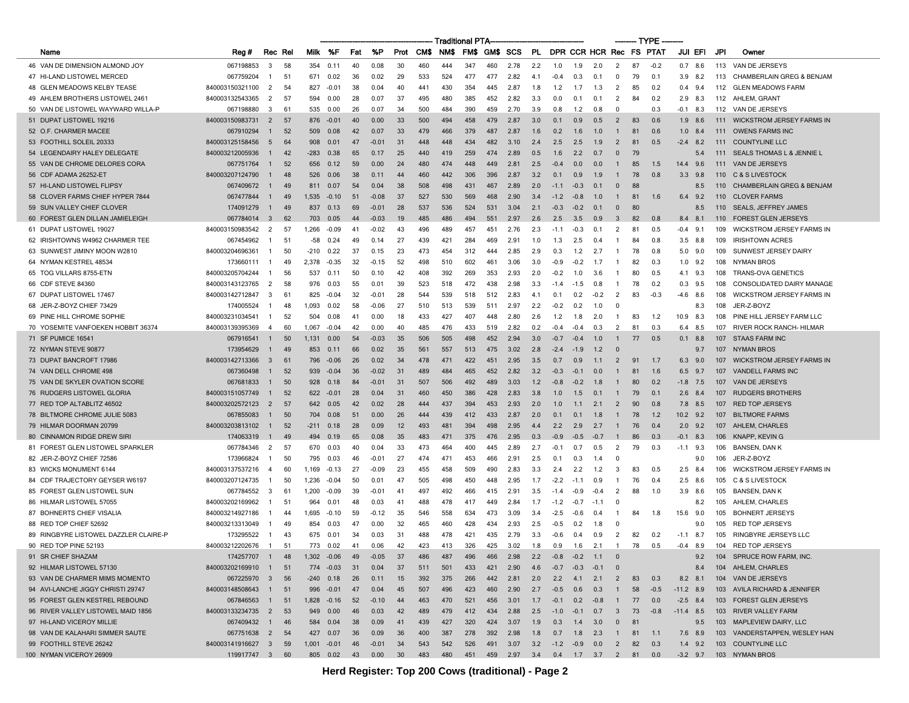| | | | | | Traditional PTA | | | | | | | | | | | | | | TYPE | | | | | | |
|---|---|---|---|---|---|---|---|---|---|---|---|---|---|---|---|---|---|---|---|---|---|---|---|---|---|
| | Name | Reg # | Rec | Rel | Milk | %F | Fat | %P | Prot | CM$ | NM$ | FM$ | GM$ | SCS | PL | DPR | CCR | HCR | Rec | FS | PTAT | JUI | EFI | JPI | Owner |
| 46 | VAN DE DIMENSION ALMOND JOY | 067198853 | 3 | 58 | 354 | 0.11 | 40 | 0.08 | 30 | 460 | 444 | 347 | 460 | 2.78 | 2.2 | 1.0 | 1.9 | 2.0 | 2 | 87 | -0.2 | 0.7 | 8.6 | 113 | VAN DE JERSEYS |
| 47 | HI-LAND LISTOWEL MERCED | 067759204 | 1 | 51 | 671 | 0.02 | 36 | 0.02 | 29 | 533 | 524 | 477 | 477 | 2.82 | 4.1 | -0.4 | 0.3 | 0.1 | 0 | 79 | 0.1 | 3.9 | 8.2 | 113 | CHAMBERLAIN GREG & BENJAM |
| 48 | GLEN MEADOWS KELBY TEASE | 840003150321100 | 2 | 54 | 827 | -0.01 | 38 | 0.04 | 40 | 441 | 430 | 354 | 445 | 2.87 | 1.8 | 1.2 | 1.7 | 1.3 | 2 | 85 | 0.2 | 0.4 | 9.4 | 112 | GLEN MEADOWS FARM |
| 49 | AHLEM BROTHERS LISTOWEL 2461 | 840003132543365 | 2 | 57 | 594 | 0.00 | 28 | 0.07 | 37 | 495 | 480 | 385 | 452 | 2.82 | 3.3 | 0.0 | 0.1 | 0.1 | 2 | 84 | 0.2 | 2.9 | 8.3 | 112 | AHLEM, GRANT |
| 50 | VAN DE LISTOWEL WAYWARD WILLA-P | 067198880 | 3 | 61 | 535 | 0.00 | 26 | 0.07 | 34 | 500 | 484 | 390 | 459 | 2.70 | 3.9 | 0.8 | 1.2 | 0.8 | 0 | | 0.3 | -0.1 | 8.3 | 112 | VAN DE JERSEYS |
| 51 | DUPAT LISTOWEL 19216 | 840003150983731 | 2 | 57 | 876 | -0.01 | 40 | 0.00 | 33 | 500 | 494 | 458 | 479 | 2.87 | 3.0 | 0.1 | 0.9 | 0.5 | 2 | 83 | 0.6 | 1.9 | 8.6 | 111 | WICKSTROM JERSEY FARMS IN |
| 52 | O.F. CHARMER MACEE | 067910294 | 1 | 52 | 509 | 0.08 | 42 | 0.07 | 33 | 479 | 466 | 379 | 487 | 2.87 | 1.6 | 0.2 | 1.6 | 1.0 | 1 | 81 | 0.6 | 1.0 | 8.4 | 111 | OWENS FARMS INC |
| 53 | FOOTHILL SOLEIL 20333 | 840003125158456 | 5 | 64 | 908 | 0.01 | 47 | -0.01 | 31 | 448 | 448 | 434 | 482 | 3.10 | 2.4 | 2.5 | 2.5 | 1.9 | 2 | 81 | 0.5 | -2.4 | 8.2 | 111 | COUNTYLINE LLC |
| 54 | LEGENDAIRY HALEY DELEGATE | 840003212005936 | 1 | 42 | -283 | 0.38 | 65 | 0.17 | 25 | 440 | 419 | 259 | 474 | 2.89 | 0.5 | 1.6 | 2.2 | 0.7 | 0 | 79 | | | 5.4 | 111 | SEALS THOMAS L & JENNIE L |
| 55 | VAN DE CHROME DELORES CORA | 067751764 | 1 | 52 | 656 | 0.12 | 59 | 0.00 | 24 | 480 | 474 | 448 | 449 | 2.81 | 2.5 | -0.4 | 0.0 | 0.0 | 1 | 85 | 1.5 | 14.4 | 9.6 | 111 | VAN DE JERSEYS |
| 56 | CDF ADAMA 26252-ET | 840003207124790 | 1 | 48 | 526 | 0.06 | 38 | 0.11 | 44 | 460 | 442 | 306 | 396 | 2.87 | 3.2 | 0.1 | 0.9 | 1.9 | 1 | 78 | 0.8 | 3.3 | 9.8 | 110 | C & S LIVESTOCK |
| 57 | HI-LAND LISTOWEL FLIPSY | 067409672 | 1 | 49 | 811 | 0.07 | 54 | 0.04 | 38 | 508 | 498 | 431 | 467 | 2.89 | 2.0 | -1.1 | -0.3 | 0.1 | 0 | 88 | | | 8.5 | 110 | CHAMBERLAIN GREG & BENJAM |
| 58 | CLOVER FARMS CHIEF HYPER 7844 | 067477844 | 1 | 49 | 1,535 | -0.10 | 51 | -0.08 | 37 | 527 | 530 | 569 | 468 | 2.90 | 3.4 | -1.2 | -0.8 | 1.0 | 1 | 81 | 1.6 | 6.4 | 9.2 | 110 | CLOVER FARMS |
| 59 | SUN VALLEY CHIEF CLOVER | 174091279 | 1 | 49 | 837 | 0.13 | 69 | -0.01 | 28 | 537 | 536 | 524 | 531 | 3.04 | 2.1 | -0.3 | -0.2 | 0.1 | 0 | 80 | | | 8.5 | 110 | SEALS, JEFFREY JAMES |
| 60 | FOREST GLEN DILLAN JAMIELEIGH | 067784014 | 3 | 62 | 703 | 0.05 | 44 | -0.03 | 19 | 485 | 486 | 494 | 551 | 2.97 | 2.6 | 2.5 | 3.5 | 0.9 | 3 | 82 | 0.8 | 8.4 | 8.1 | 110 | FOREST GLEN JERSEYS |
| 61 | DUPAT LISTOWEL 19027 | 840003150983542 | 2 | 57 | 1,266 | -0.09 | 41 | -0.02 | 43 | 496 | 489 | 457 | 451 | 2.76 | 2.3 | -1.1 | -0.3 | 0.1 | 2 | 81 | 0.5 | -0.4 | 9.1 | 109 | WICKSTROM JERSEY FARMS IN |
| 62 | IRISHTOWNS W4962 CHARMER TEE | 067454962 | 1 | 51 | -58 | 0.24 | 49 | 0.14 | 27 | 439 | 421 | 284 | 469 | 2.91 | 1.0 | 1.3 | 2.5 | 0.4 | 1 | 84 | 0.8 | 3.5 | 8.8 | 109 | IRISHTOWN ACRES |
| 63 | SUNWEST JIMINY MOON W2810 | 840003204696361 | 1 | 50 | -210 | 0.22 | 37 | 0.15 | 23 | 473 | 454 | 312 | 444 | 2.85 | 2.9 | 0.3 | 1.2 | 2.7 | 1 | 78 | 0.8 | 5.0 | 9.0 | 109 | SUNWEST JERSEY DAIRY |
| 64 | NYMAN KESTREL 48534 | 173660111 | 1 | 49 | 2,378 | -0.35 | 32 | -0.15 | 52 | 498 | 510 | 602 | 461 | 3.06 | 3.0 | -0.9 | -0.2 | 1.7 | 1 | 82 | 0.3 | 1.0 | 9.2 | 108 | NYMAN BROS |
| 65 | TOG VILLARS 8755-ETN | 840003205704244 | 1 | 56 | 537 | 0.11 | 50 | 0.10 | 42 | 408 | 392 | 269 | 353 | 2.93 | 2.0 | -0.2 | 1.0 | 3.6 | 1 | 80 | 0.5 | 4.1 | 9.3 | 108 | TRANS-OVA GENETICS |
| 66 | CDF STEVE 84360 | 840003143123765 | 2 | 58 | 976 | 0.03 | 55 | 0.01 | 39 | 523 | 518 | 472 | 438 | 2.98 | 3.3 | -1.4 | -1.5 | 0.8 | 1 | 78 | 0.2 | 0.3 | 9.5 | 108 | CONSOLIDATED DAIRY MANAGE |
| 67 | DUPAT LISTOWEL 17467 | 840003142712847 | 3 | 61 | 825 | -0.04 | 32 | -0.01 | 28 | 544 | 539 | 518 | 512 | 2.83 | 4.1 | 0.1 | 0.2 | -0.2 | 2 | 83 | -0.3 | -4.6 | 8.6 | 108 | WICKSTROM JERSEY FARMS IN |
| 68 | JER-Z-BOYZ CHIEF 73429 | 174005524 | 1 | 48 | 1,093 | 0.02 | 58 | -0.06 | 27 | 510 | 513 | 539 | 511 | 2.97 | 2.2 | -0.2 | 0.2 | 1.0 | 0 | | | | 8.3 | 108 | JER-Z-BOYZ |
| 69 | PINE HILL CHROME SOPHIE | 840003231034541 | 1 | 52 | 504 | 0.08 | 41 | 0.00 | 18 | 433 | 427 | 407 | 448 | 2.80 | 2.6 | 1.2 | 1.8 | 2.0 | 1 | 83 | 1.2 | 10.9 | 8.3 | 108 | PINE HILL JERSEY FARM LLC |
| 70 | YOSEMITE VANFOEKEN HOBBIT 36374 | 840003139395369 | 4 | 60 | 1,067 | -0.04 | 42 | 0.00 | 40 | 485 | 476 | 433 | 519 | 2.82 | 0.2 | -0.4 | -0.4 | 0.3 | 2 | 81 | 0.3 | 6.4 | 8.5 | 107 | RIVER ROCK RANCH- HILMAR |
| 71 | SF PUMICE 16541 | 067916541 | 1 | 50 | 1,131 | 0.00 | 54 | -0.03 | 35 | 506 | 505 | 498 | 452 | 2.94 | 3.0 | -0.7 | -0.4 | 1.0 | 1 | 77 | 0.5 | 0.1 | 8.8 | 107 | STAAS FARM INC |
| 72 | NYMAN STEVE 90877 | 173954629 | 1 | 49 | 853 | 0.11 | 66 | 0.02 | 35 | 561 | 557 | 513 | 475 | 3.02 | 2.8 | -2.4 | -1.9 | 1.2 | 0 | | | | 9.7 | 107 | NYMAN BROS |
| 73 | DUPAT BANCROFT 17986 | 840003142713366 | 3 | 61 | 796 | -0.06 | 26 | 0.02 | 34 | 478 | 471 | 422 | 451 | 2.95 | 3.5 | 0.7 | 0.9 | 1.1 | 2 | 91 | 1.7 | 6.3 | 9.0 | 107 | WICKSTROM JERSEY FARMS IN |
| 74 | VAN DELL CHROME 498 | 067360498 | 1 | 52 | 939 | -0.04 | 36 | -0.02 | 31 | 489 | 484 | 465 | 452 | 2.82 | 3.2 | -0.3 | -0.1 | 0.0 | 1 | 81 | 1.6 | 6.5 | 9.7 | 107 | VANDELL FARMS INC |
| 75 | VAN DE SKYLER OVATION SCORE | 067681833 | 1 | 50 | 928 | 0.18 | 84 | -0.01 | 31 | 507 | 506 | 492 | 489 | 3.03 | 1.2 | -0.8 | -0.2 | 1.8 | 1 | 80 | 0.2 | -1.8 | 7.5 | 107 | VAN DE JERSEYS |
| 76 | RUDGERS LISTOWEL GLORIA | 840003151057749 | 1 | 52 | 622 | -0.01 | 28 | 0.04 | 31 | 460 | 450 | 386 | 428 | 2.83 | 3.8 | 1.0 | 1.5 | 0.1 | 1 | 79 | 0.1 | 2.6 | 8.4 | 107 | RUDGERS BROTHERS |
| 77 | RED TOP ALTABLITZ 46502 | 840003202572123 | 2 | 57 | 642 | 0.05 | 42 | 0.02 | 28 | 444 | 437 | 394 | 453 | 2.93 | 2.0 | 1.0 | 1.1 | 2.1 | 2 | 90 | 0.8 | 7.8 | 8.5 | 107 | RED TOP JERSEYS |
| 78 | BILTMORE CHROME JULIE 5083 | 067855083 | 1 | 50 | 704 | 0.08 | 51 | 0.00 | 26 | 444 | 439 | 412 | 433 | 2.87 | 2.0 | 0.1 | 0.1 | 1.8 | 1 | 78 | 1.2 | 10.2 | 9.2 | 107 | BILTMORE FARMS |
| 79 | HILMAR DOORMAN 20799 | 840003203813102 | 1 | 52 | -211 | 0.18 | 28 | 0.09 | 12 | 493 | 481 | 394 | 498 | 2.95 | 4.4 | 2.2 | 2.9 | 2.7 | 1 | 76 | 0.4 | 2.0 | 9.2 | 107 | AHLEM, CHARLES |
| 80 | CINNAMON RIDGE DREW SIRI | 174063319 | 1 | 49 | 494 | 0.19 | 65 | 0.08 | 35 | 483 | 471 | 375 | 476 | 2.95 | 0.3 | -0.9 | -0.5 | -0.7 | 1 | 86 | 0.3 | -0.1 | 8.3 | 106 | KNAPP, KEVIN G |
| 81 | FOREST GLEN LISTOWEL SPARKLER | 067784346 | 2 | 57 | 670 | 0.03 | 40 | 0.04 | 33 | 473 | 464 | 400 | 445 | 2.89 | 2.7 | -0.1 | 0.7 | 0.5 | 2 | 79 | 0.3 | -1.1 | 9.3 | 106 | BANSEN, DAN K |
| 82 | JER-Z-BOYZ CHIEF 72586 | 173966824 | 1 | 50 | 795 | 0.03 | 46 | -0.01 | 27 | 474 | 471 | 453 | 466 | 2.91 | 2.5 | 0.1 | 0.3 | 1.4 | 0 | | | | 9.0 | 106 | JER-Z-BOYZ |
| 83 | WICKS MONUMENT 6144 | 840003137537216 | 4 | 60 | 1,169 | -0.13 | 27 | -0.09 | 23 | 455 | 458 | 509 | 490 | 2.83 | 3.3 | 2.4 | 2.2 | 1.2 | 3 | 83 | 0.5 | 2.5 | 8.4 | 106 | WICKSTROM JERSEY FARMS IN |
| 84 | CDF TRAJECTORY GEYSER W6197 | 840003207124735 | 1 | 50 | 1,236 | -0.04 | 50 | 0.01 | 47 | 505 | 498 | 450 | 448 | 2.95 | 1.7 | -2.2 | -1.1 | 0.9 | 1 | 76 | 0.4 | 2.5 | 8.6 | 105 | C & S LIVESTOCK |
| 85 | FOREST GLEN LISTOWEL SUN | 067784552 | 3 | 61 | 1,200 | -0.09 | 39 | -0.01 | 41 | 497 | 492 | 466 | 415 | 2.91 | 3.5 | -1.4 | -0.9 | -0.4 | 2 | 88 | 1.0 | 3.9 | 8.6 | 105 | BANSEN, DAN K |
| 86 | HILMAR LISTOWEL 57055 | 840003202169962 | 1 | 51 | 964 | 0.01 | 48 | 0.03 | 41 | 488 | 478 | 417 | 449 | 2.84 | 1.7 | -1.2 | -0.7 | -1.1 | 0 | | | | 8.2 | 105 | AHLEM, CHARLES |
| 87 | BOHNERTS CHIEF VISALIA | 840003214927186 | 1 | 44 | 1,695 | -0.10 | 59 | -0.12 | 35 | 546 | 558 | 634 | 473 | 3.09 | 3.4 | -2.5 | -0.6 | 0.4 | 1 | 84 | 1.8 | 15.6 | 9.0 | 105 | BOHNERT JERSEYS |
| 88 | RED TOP CHIEF 52692 | 840003213313049 | 1 | 49 | 854 | 0.03 | 47 | 0.00 | 32 | 465 | 460 | 428 | 434 | 2.93 | 2.5 | -0.5 | 0.2 | 1.8 | 0 | | | | 9.0 | 105 | RED TOP JERSEYS |
| 89 | RINGBYRE LISTOWEL DAZZLER CLAIRE-P | 173295522 | 1 | 43 | 675 | 0.01 | 34 | 0.03 | 31 | 488 | 478 | 421 | 435 | 2.79 | 3.3 | -0.6 | 0.4 | 0.9 | 2 | 82 | 0.2 | -1.1 | 8.7 | 105 | RINGBYRE JERSEYS LLC |
| 90 | RED TOP PINE 52193 | 840003212202676 | 1 | 51 | 773 | 0.02 | 41 | 0.06 | 42 | 423 | 413 | 326 | 425 | 3.02 | 1.8 | 0.9 | 1.6 | 2.1 | 1 | 78 | 0.5 | -0.4 | 8.9 | 104 | RED TOP JERSEYS |
| 91 | SR CHIEF SHAZAM | 174257707 | 1 | 48 | 1,302 | -0.06 | 49 | -0.05 | 37 | 486 | 487 | 496 | 466 | 2.98 | 2.2 | -0.8 | -0.2 | 1.1 | 0 | | | | 9.2 | 104 | SPRUCE ROW FARM, INC. |
| 92 | HILMAR LISTOWEL 57130 | 840003202169910 | 1 | 51 | 774 | -0.03 | 31 | 0.04 | 37 | 511 | 501 | 433 | 421 | 2.90 | 4.6 | -0.7 | -0.3 | -0.1 | 0 | | | | 8.4 | 104 | AHLEM, CHARLES |
| 93 | VAN DE CHARMER MIMS MOMENTO | 067225970 | 3 | 56 | -240 | 0.18 | 26 | 0.11 | 15 | 392 | 375 | 266 | 442 | 2.81 | 2.0 | 2.2 | 4.1 | 2.1 | 2 | 83 | 0.3 | 8.2 | 8.1 | 104 | VAN DE JERSEYS |
| 94 | AVI-LANCHE JIGGY CHRISTI 29747 | 840003148508643 | 1 | 51 | 996 | -0.01 | 47 | 0.04 | 45 | 507 | 496 | 423 | 460 | 2.90 | 2.7 | -0.5 | 0.6 | 0.3 | 1 | 58 | -0.5 | -11.2 | 8.9 | 103 | AVILA RICHARD & JENNIFER |
| 95 | FOREST GLEN KESTREL REBOUND | 067846563 | 1 | 51 | 1,828 | -0.16 | 52 | -0.10 | 44 | 463 | 470 | 521 | 456 | 3.01 | 1.7 | -0.1 | 0.2 | -0.8 | 1 | 77 | 0.0 | -2.5 | 8.4 | 103 | FOREST GLEN JERSEYS |
| 96 | RIVER VALLEY LISTOWEL MAID 1856 | 840003133234735 | 2 | 53 | 949 | 0.00 | 46 | 0.03 | 42 | 489 | 479 | 412 | 434 | 2.88 | 2.5 | -1.0 | -0.1 | 0.7 | 3 | 73 | -0.8 | -11.4 | 8.5 | 103 | RIVER VALLEY FARM |
| 97 | HI-LAND VICEROY MILLIE | 067409432 | 1 | 46 | 584 | 0.04 | 38 | 0.09 | 41 | 439 | 427 | 320 | 424 | 3.07 | 1.9 | 0.3 | 1.4 | 3.0 | 0 | 81 | | | 9.5 | 103 | MAPLEVIEW DAIRY, LLC |
| 98 | VAN DE KALAHARI SIMMER SAUTE | 067751638 | 2 | 54 | 427 | 0.07 | 36 | 0.09 | 36 | 400 | 387 | 278 | 392 | 2.98 | 1.8 | 0.7 | 1.8 | 2.3 | 1 | 81 | 1.1 | 7.6 | 8.9 | 103 | VANDERSTAPPEN, WESLEY HAN |
| 99 | FOOTHILL STEVE 26242 | 840003141916627 | 3 | 59 | 1,001 | -0.01 | 46 | -0.01 | 34 | 543 | 542 | 526 | 491 | 3.07 | 3.2 | -1.2 | -0.9 | 0.0 | 2 | 82 | 0.3 | 1.4 | 9.2 | 103 | COUNTYLINE LLC |
| 100 | NYMAN VICEROY 26909 | 119917747 | 3 | 60 | 805 | 0.02 | 43 | 0.00 | 30 | 483 | 480 | 451 | 459 | 2.97 | 3.4 | 0.4 | 1.7 | 3.7 | 2 | 81 | 0.0 | -3.2 | 9.7 | 103 | NYMAN BROS |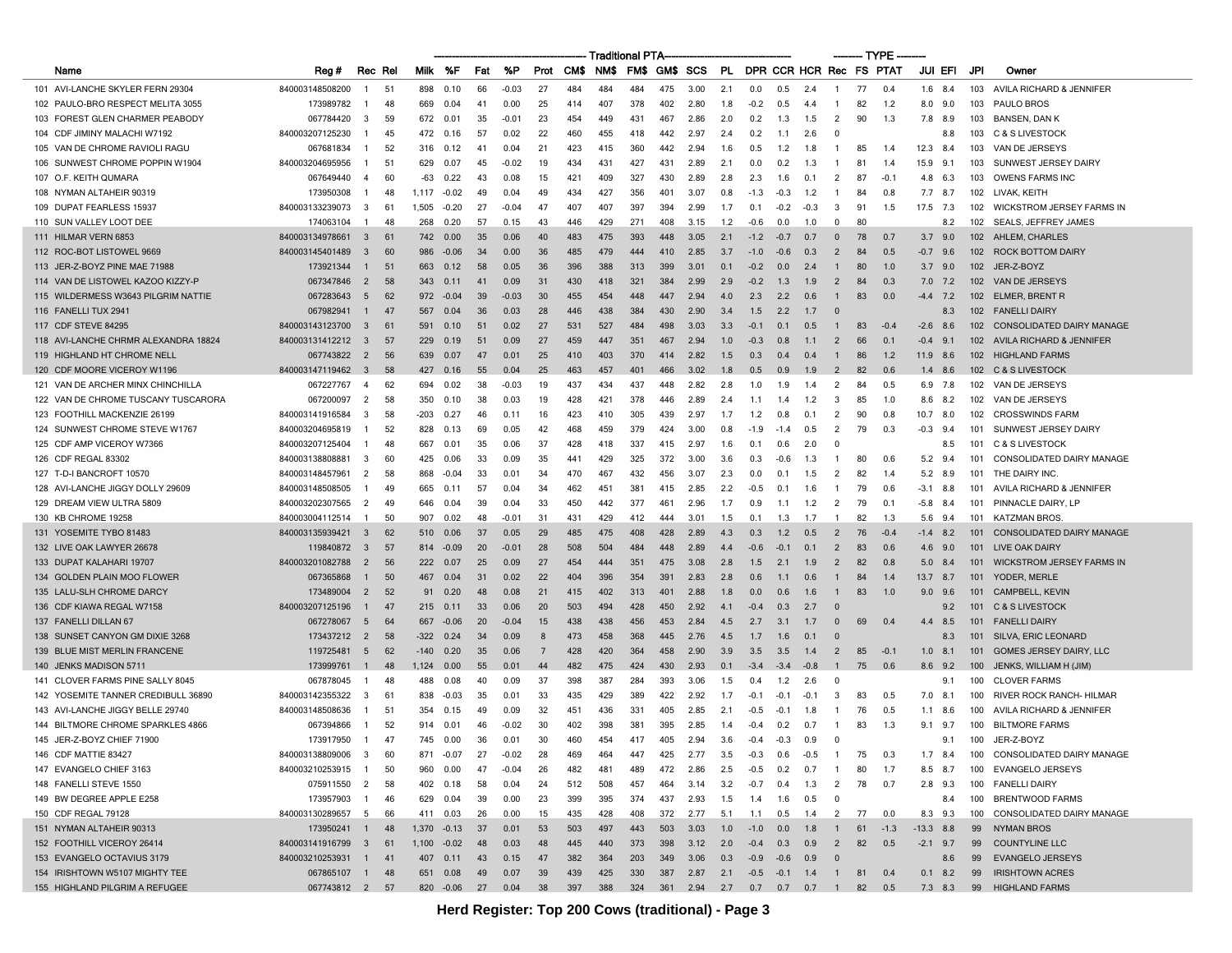| | Name | Reg # | Rec | Rel | Traditional PTA | | | | | | | | | | | | | | Type | | | JUI | EFI | JPI | Owner |
|---|---|---|---|---|---|---|---|---|---|---|---|---|---|---|---|---|---|---|---|---|---|---|---|---|---|
| | | | | | Milk | %F | Fat | %P | Prot | CM$ | NM$ | FM$ | GM$ | SCS | PL | DPR | CCR | HCR | Rec | FS | PTAT | | | | |
| 101 | AVI-LANCHE SKYLER FERN 29304 | 840003148508200 | 1 | 51 | 898 | 0.10 | 66 | -0.03 | 27 | 484 | 484 | 484 | 475 | 3.00 | 2.1 | 0.0 | 0.5 | 2.4 | 1 | 77 | 0.4 | 1.6 | 8.4 | 103 | AVILA RICHARD & JENNIFER |
| 102 | PAULO-BRO RESPECT MELITA 3055 | 173989782 | 1 | 48 | 669 | 0.04 | 41 | 0.00 | 25 | 414 | 407 | 378 | 402 | 2.80 | 1.8 | -0.2 | 0.5 | 4.4 | 1 | 82 | 1.2 | 8.0 | 9.0 | 103 | PAULO BROS |
| 103 | FOREST GLEN CHARMER PEABODY | 067784420 | 3 | 59 | 672 | 0.01 | 35 | -0.01 | 23 | 454 | 449 | 431 | 467 | 2.86 | 2.0 | 0.2 | 1.3 | 1.5 | 2 | 90 | 1.3 | 7.8 | 8.9 | 103 | BANSEN, DAN K |
| 104 | CDF JIMINY MALACHI W7192 | 840003207125230 | 1 | 45 | 472 | 0.16 | 57 | 0.02 | 22 | 460 | 455 | 418 | 442 | 2.97 | 2.4 | 0.2 | 1.1 | 2.6 | 0 | | | | 8.8 | 103 | C & S LIVESTOCK |
| 105 | VAN DE CHROME RAVIOLI RAGU | 067681834 | 1 | 52 | 316 | 0.12 | 41 | 0.04 | 21 | 423 | 415 | 360 | 442 | 2.94 | 1.6 | 0.5 | 1.2 | 1.8 | 1 | 85 | 1.4 | 12.3 | 8.4 | 103 | VAN DE JERSEYS |
| 106 | SUNWEST CHROME POPPIN W1904 | 840003204695956 | 1 | 51 | 629 | 0.07 | 45 | -0.02 | 19 | 434 | 431 | 427 | 431 | 2.89 | 2.1 | 0.0 | 0.2 | 1.3 | 1 | 81 | 1.4 | 15.9 | 9.1 | 103 | SUNWEST JERSEY DAIRY |
| 107 | O.F. KEITH QUMARA | 067649440 | 4 | 60 | -63 | 0.22 | 43 | 0.08 | 15 | 421 | 409 | 327 | 430 | 2.89 | 2.8 | 2.3 | 1.6 | 0.1 | 2 | 87 | -0.1 | 4.8 | 6.3 | 103 | OWENS FARMS INC |
| 108 | NYMAN ALTAHEIR 90319 | 173950308 | 1 | 48 | 1,117 | -0.02 | 49 | 0.04 | 49 | 434 | 427 | 356 | 401 | 3.07 | 0.8 | -1.3 | -0.3 | 1.2 | 1 | 84 | 0.8 | 7.7 | 8.7 | 102 | LIVAK, KEITH |
| 109 | DUPAT FEARLESS 15937 | 840003133239073 | 3 | 61 | 1,505 | -0.20 | 27 | -0.04 | 47 | 407 | 407 | 397 | 394 | 2.99 | 1.7 | 0.1 | -0.2 | -0.3 | 3 | 91 | 1.5 | 17.5 | 7.3 | 102 | WICKSTROM JERSEY FARMS IN |
| 110 | SUN VALLEY LOOT DEE | 174063104 | 1 | 48 | 268 | 0.20 | 57 | 0.15 | 43 | 446 | 429 | 271 | 408 | 3.15 | 1.2 | -0.6 | 0.0 | 1.0 | 0 | 80 | | | 8.2 | 102 | SEALS, JEFFREY JAMES |
| 111 | HILMAR VERN 6853 | 840003134978661 | 3 | 61 | 742 | 0.00 | 35 | 0.06 | 40 | 483 | 475 | 393 | 448 | 3.05 | 2.1 | -1.2 | -0.7 | 0.7 | 0 | 78 | 0.7 | 3.7 | 9.0 | 102 | AHLEM, CHARLES |
| 112 | ROC-BOT LISTOWEL 9669 | 840003145401489 | 3 | 60 | 986 | -0.06 | 34 | 0.00 | 36 | 485 | 479 | 444 | 410 | 2.85 | 3.7 | -1.0 | -0.6 | 0.3 | 2 | 84 | 0.5 | -0.7 | 9.6 | 102 | ROCK BOTTOM DAIRY |
| 113 | JER-Z-BOYZ PINE MAE 71988 | 173921344 | 1 | 51 | 663 | 0.12 | 58 | 0.05 | 36 | 396 | 388 | 313 | 399 | 3.01 | 0.1 | -0.2 | 0.0 | 2.4 | 1 | 80 | 1.0 | 3.7 | 9.0 | 102 | JER-Z-BOYZ |
| 114 | VAN DE LISTOWEL KAZOO KIZZY-P | 067347846 | 2 | 58 | 343 | 0.11 | 41 | 0.09 | 31 | 430 | 418 | 321 | 384 | 2.99 | 2.9 | -0.2 | 1.3 | 1.9 | 2 | 84 | 0.3 | 7.0 | 7.2 | 102 | VAN DE JERSEYS |
| 115 | WILDERMESS W3643 PILGRIM NATTIE | 067283643 | 5 | 62 | 972 | -0.04 | 39 | -0.03 | 30 | 455 | 454 | 448 | 447 | 2.94 | 4.0 | 2.3 | 2.2 | 0.6 | 1 | 83 | 0.0 | -4.4 | 7.2 | 102 | ELMER, BRENT R |
| 116 | FANELLI TUX 2941 | 067982941 | 1 | 47 | 567 | 0.04 | 36 | 0.03 | 28 | 446 | 438 | 384 | 430 | 2.90 | 3.4 | 1.5 | 2.2 | 1.7 | 0 | | | | 8.3 | 102 | FANELLI DAIRY |
| 117 | CDF STEVE 84295 | 840003143123700 | 3 | 61 | 591 | 0.10 | 51 | 0.02 | 27 | 531 | 527 | 484 | 498 | 3.03 | 3.3 | -0.1 | 0.1 | 0.5 | 1 | 83 | -0.4 | -2.6 | 8.6 | 102 | CONSOLIDATED DAIRY MANAGE |
| 118 | AVI-LANCHE CHRMR ALEXANDRA 18824 | 840003131412212 | 3 | 57 | 229 | 0.19 | 51 | 0.09 | 27 | 459 | 447 | 351 | 467 | 2.94 | 1.0 | -0.3 | 0.8 | 1.1 | 2 | 66 | 0.1 | -0.4 | 9.1 | 102 | AVILA RICHARD & JENNIFER |
| 119 | HIGHLAND HT CHROME NELL | 067743822 | 2 | 56 | 639 | 0.07 | 47 | 0.01 | 25 | 410 | 403 | 370 | 414 | 2.82 | 1.5 | 0.3 | 0.4 | 0.4 | 1 | 86 | 1.2 | 11.9 | 8.6 | 102 | HIGHLAND FARMS |
| 120 | CDF MOORE VICEROY W1196 | 840003147119462 | 3 | 58 | 427 | 0.16 | 55 | 0.04 | 25 | 463 | 457 | 401 | 466 | 3.02 | 1.8 | 0.5 | 0.9 | 1.9 | 2 | 82 | 0.6 | 1.4 | 8.6 | 102 | C & S LIVESTOCK |
| 121 | VAN DE ARCHER MINX CHINCHILLA | 067227767 | 4 | 62 | 694 | 0.02 | 38 | -0.03 | 19 | 437 | 434 | 437 | 448 | 2.82 | 2.8 | 1.0 | 1.9 | 1.4 | 2 | 84 | 0.5 | 6.9 | 7.8 | 102 | VAN DE JERSEYS |
| 122 | VAN DE CHROME TUSCANY TUSCARORA | 067200097 | 2 | 58 | 350 | 0.10 | 38 | 0.03 | 19 | 428 | 421 | 378 | 446 | 2.89 | 2.4 | 1.1 | 1.4 | 1.2 | 3 | 85 | 1.0 | 8.6 | 8.2 | 102 | VAN DE JERSEYS |
| 123 | FOOTHILL MACKENZIE 26199 | 840003141916584 | 3 | 58 | -203 | 0.27 | 46 | 0.11 | 16 | 423 | 410 | 305 | 439 | 2.97 | 1.7 | 1.2 | 0.8 | 0.1 | 2 | 90 | 0.8 | 10.7 | 8.0 | 102 | CROSSWINDS FARM |
| 124 | SUNWEST CHROME STEVE W1767 | 840003204695819 | 1 | 52 | 828 | 0.13 | 69 | 0.05 | 42 | 468 | 459 | 379 | 424 | 3.00 | 0.8 | -1.9 | -1.4 | 0.5 | 2 | 79 | 0.3 | -0.3 | 9.4 | 101 | SUNWEST JERSEY DAIRY |
| 125 | CDF AMP VICEROY W7366 | 840003207125404 | 1 | 48 | 667 | 0.01 | 35 | 0.06 | 37 | 428 | 418 | 337 | 415 | 2.97 | 1.6 | 0.1 | 0.6 | 2.0 | 0 | | | | 8.5 | 101 | C & S LIVESTOCK |
| 126 | CDF REGAL 83302 | 840003138808881 | 3 | 60 | 425 | 0.06 | 33 | 0.09 | 35 | 441 | 429 | 325 | 372 | 3.00 | 3.6 | 0.3 | -0.6 | 1.3 | 1 | 80 | 0.6 | 5.2 | 9.4 | 101 | CONSOLIDATED DAIRY MANAGE |
| 127 | T-D-I BANCROFT 10570 | 840003148457961 | 2 | 58 | 868 | -0.04 | 33 | 0.01 | 34 | 470 | 467 | 432 | 456 | 3.07 | 2.3 | 0.0 | 0.1 | 1.5 | 2 | 82 | 1.4 | 5.2 | 8.9 | 101 | THE DAIRY INC. |
| 128 | AVI-LANCHE JIGGY DOLLY 29609 | 840003148508505 | 1 | 49 | 665 | 0.11 | 57 | 0.04 | 34 | 462 | 451 | 381 | 415 | 2.85 | 2.2 | -0.5 | 0.1 | 1.6 | 1 | 79 | 0.6 | -3.1 | 8.8 | 101 | AVILA RICHARD & JENNIFER |
| 129 | DREAM VIEW ULTRA 5809 | 840003202307565 | 2 | 49 | 646 | 0.04 | 39 | 0.04 | 33 | 450 | 442 | 377 | 461 | 2.96 | 1.7 | 0.9 | 1.1 | 1.2 | 2 | 79 | 0.1 | -5.8 | 8.4 | 101 | PINNACLE DAIRY, LP |
| 130 | KB CHROME 19258 | 840003004112514 | 1 | 50 | 907 | 0.02 | 48 | -0.01 | 31 | 431 | 429 | 412 | 444 | 3.01 | 1.5 | 0.1 | 1.3 | 1.7 | 1 | 82 | 1.3 | 5.6 | 9.4 | 101 | KATZMAN BROS. |
| 131 | YOSEMITE TYBO 81483 | 840003135939421 | 3 | 62 | 510 | 0.06 | 37 | 0.05 | 29 | 485 | 475 | 408 | 428 | 2.89 | 4.3 | 0.3 | 1.2 | 0.5 | 2 | 76 | -0.4 | -1.4 | 8.2 | 101 | CONSOLIDATED DAIRY MANAGE |
| 132 | LIVE OAK LAWYER 26678 | 119840872 | 3 | 57 | 814 | -0.09 | 20 | -0.01 | 28 | 508 | 504 | 484 | 448 | 2.89 | 4.4 | -0.6 | -0.1 | 0.1 | 2 | 83 | 0.6 | 4.6 | 9.0 | 101 | LIVE OAK DAIRY |
| 133 | DUPAT KALAHARI 19707 | 840003201082788 | 2 | 56 | 222 | 0.07 | 25 | 0.09 | 27 | 454 | 444 | 351 | 475 | 3.08 | 2.8 | 1.5 | 2.1 | 1.9 | 2 | 82 | 0.8 | 5.0 | 8.4 | 101 | WICKSTROM JERSEY FARMS IN |
| 134 | GOLDEN PLAIN MOO FLOWER | 067365868 | 1 | 50 | 467 | 0.04 | 31 | 0.02 | 22 | 404 | 396 | 354 | 391 | 2.83 | 2.8 | 0.6 | 1.1 | 0.6 | 1 | 84 | 1.4 | 13.7 | 8.7 | 101 | YODER, MERLE |
| 135 | LALU-SLH CHROME DARCY | 173489004 | 2 | 52 | 91 | 0.20 | 48 | 0.08 | 21 | 415 | 402 | 313 | 401 | 2.88 | 1.8 | 0.0 | 0.6 | 1.6 | 1 | 83 | 1.0 | 9.0 | 9.6 | 101 | CAMPBELL, KEVIN |
| 136 | CDF KIAWA REGAL W7158 | 840003207125196 | 1 | 47 | 215 | 0.11 | 33 | 0.06 | 20 | 503 | 494 | 428 | 450 | 2.92 | 4.1 | -0.4 | 0.3 | 2.7 | 0 | | | | 9.2 | 101 | C & S LIVESTOCK |
| 137 | FANELLI DILLAN 67 | 067278067 | 5 | 64 | 667 | -0.06 | 20 | -0.04 | 15 | 438 | 438 | 456 | 453 | 2.84 | 4.5 | 2.7 | 3.1 | 1.7 | 0 | 69 | 0.4 | 4.4 | 8.5 | 101 | FANELLI DAIRY |
| 138 | SUNSET CANYON GM DIXIE 3268 | 173437212 | 2 | 58 | -322 | 0.24 | 34 | 0.09 | 8 | 473 | 458 | 368 | 445 | 2.76 | 4.5 | 1.7 | 1.6 | 0.1 | 0 | | | | 8.3 | 101 | SILVA, ERIC LEONARD |
| 139 | BLUE MIST MERLIN FRANCENE | 119725481 | 5 | 62 | -140 | 0.20 | 35 | 0.06 | 7 | 428 | 420 | 364 | 458 | 2.90 | 3.9 | 3.5 | 3.5 | 1.4 | 2 | 85 | -0.1 | 1.0 | 8.1 | 101 | GOMES JERSEY DAIRY, LLC |
| 140 | JENKS MADISON 5711 | 173999761 | 1 | 48 | 1,124 | 0.00 | 55 | 0.01 | 44 | 482 | 475 | 424 | 430 | 2.93 | 0.1 | -3.4 | -3.4 | -0.8 | 1 | 75 | 0.6 | 8.6 | 9.2 | 100 | JENKS, WILLIAM H (JIM) |
| 141 | CLOVER FARMS PINE SALLY 8045 | 067878045 | 1 | 48 | 488 | 0.08 | 40 | 0.09 | 37 | 398 | 387 | 284 | 393 | 3.06 | 1.5 | 0.4 | 1.2 | 2.6 | 0 | | | | 9.1 | 100 | CLOVER FARMS |
| 142 | YOSEMITE TANNER CREDIBULL 36890 | 840003142355322 | 3 | 61 | 838 | -0.03 | 35 | 0.01 | 33 | 435 | 429 | 389 | 422 | 2.92 | 1.7 | -0.1 | -0.1 | -0.1 | 3 | 83 | 0.5 | 7.0 | 8.1 | 100 | RIVER ROCK RANCH- HILMAR |
| 143 | AVI-LANCHE JIGGY BELLE 29740 | 840003148508636 | 1 | 51 | 354 | 0.15 | 49 | 0.09 | 32 | 451 | 436 | 331 | 405 | 2.85 | 2.1 | -0.5 | -0.1 | 1.8 | 1 | 76 | 0.5 | 1.1 | 8.6 | 100 | AVILA RICHARD & JENNIFER |
| 144 | BILTMORE CHROME SPARKLES 4866 | 067394866 | 1 | 52 | 914 | 0.01 | 46 | -0.02 | 30 | 402 | 398 | 381 | 395 | 2.85 | 1.4 | -0.4 | 0.2 | 0.7 | 1 | 83 | 1.3 | 9.1 | 9.7 | 100 | BILTMORE FARMS |
| 145 | JER-Z-BOYZ CHIEF 71900 | 173917950 | 1 | 47 | 745 | 0.00 | 36 | 0.01 | 30 | 460 | 454 | 417 | 405 | 2.94 | 3.6 | -0.4 | -0.3 | 0.9 | 0 | | | | 9.1 | 100 | JER-Z-BOYZ |
| 146 | CDF MATTIE 83427 | 840003138809006 | 3 | 60 | 871 | -0.07 | 27 | -0.02 | 28 | 469 | 464 | 447 | 425 | 2.77 | 3.5 | -0.3 | 0.6 | -0.5 | 1 | 75 | 0.3 | 1.7 | 8.4 | 100 | CONSOLIDATED DAIRY MANAGE |
| 147 | EVANGELO CHIEF 3163 | 840003210253915 | 1 | 50 | 960 | 0.00 | 47 | -0.04 | 26 | 482 | 481 | 489 | 472 | 2.86 | 2.5 | -0.5 | 0.2 | 0.7 | 1 | 80 | 1.7 | 8.5 | 8.7 | 100 | EVANGELO JERSEYS |
| 148 | FANELLI STEVE 1550 | 075911550 | 2 | 58 | 402 | 0.18 | 58 | 0.04 | 24 | 512 | 508 | 457 | 464 | 3.14 | 3.2 | -0.7 | 0.4 | 1.3 | 2 | 78 | 0.7 | 2.8 | 9.3 | 100 | FANELLI DAIRY |
| 149 | BW DEGREE APPLE E258 | 173957903 | 1 | 46 | 629 | 0.04 | 39 | 0.00 | 23 | 399 | 395 | 374 | 437 | 2.93 | 1.5 | 1.4 | 1.6 | 0.5 | 0 | | | | 8.4 | 100 | BRENTWOOD FARMS |
| 150 | CDF REGAL 79128 | 840003130289657 | 5 | 66 | 411 | 0.03 | 26 | 0.00 | 15 | 435 | 428 | 408 | 372 | 2.77 | 5.1 | 1.1 | 0.5 | 1.4 | 2 | 77 | 0.0 | 0.5 | 9.3 | 100 | CONSOLIDATED DAIRY MANAGE |
| 151 | NYMAN ALTAHEIR 90313 | 173950241 | 1 | 48 | 1,370 | -0.13 | 37 | 0.01 | 53 | 503 | 497 | 443 | 503 | 3.03 | 1.0 | -1.0 | 0.0 | 1.8 | 1 | 61 | -1.3 | -13.3 | 8.8 | 99 | NYMAN BROS |
| 152 | FOOTHILL VICEROY 26414 | 840003141916799 | 3 | 61 | 1,100 | -0.02 | 48 | 0.03 | 48 | 445 | 440 | 373 | 398 | 3.12 | 2.0 | -0.4 | 0.3 | 0.9 | 2 | 82 | 0.5 | -2.1 | 9.7 | 99 | COUNTYLINE LLC |
| 153 | EVANGELO OCTAVIUS 3179 | 840003210253931 | 1 | 41 | 407 | 0.11 | 43 | 0.15 | 47 | 382 | 364 | 203 | 349 | 3.06 | 0.3 | -0.9 | -0.6 | 0.9 | 0 | | | | 8.6 | 99 | EVANGELO JERSEYS |
| 154 | IRISHTOWN W5107 MIGHTY TEE | 067865107 | 1 | 48 | 651 | 0.08 | 49 | 0.07 | 39 | 439 | 425 | 330 | 387 | 2.87 | 2.1 | -0.5 | -0.1 | 1.4 | 1 | 81 | 0.4 | 0.1 | 8.2 | 99 | IRISHTOWN ACRES |
| 155 | HIGHLAND PILGRIM A REFUGEE | 067743812 | 2 | 57 | 820 | -0.06 | 27 | 0.04 | 38 | 397 | 388 | 324 | 361 | 2.94 | 2.7 | 0.7 | 0.7 | 0.7 | 1 | 82 | 0.5 | 7.3 | 8.3 | 99 | HIGHLAND FARMS |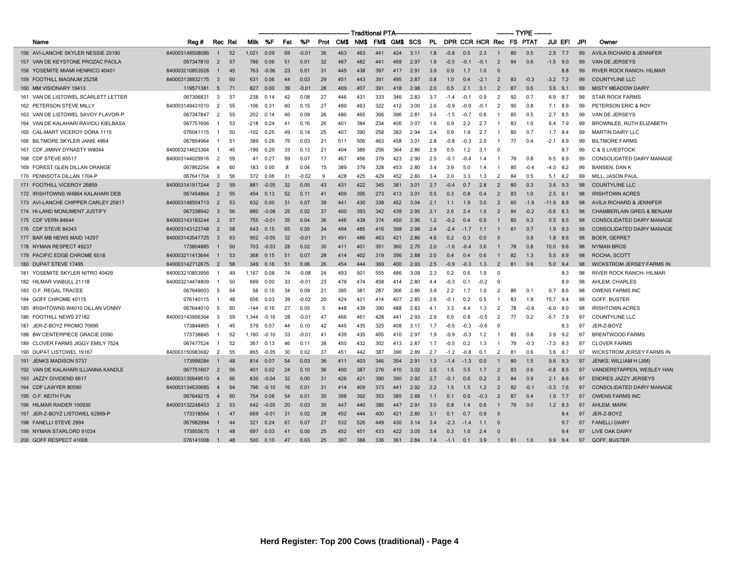| | Name | Reg # | Rec | Rel | Traditional PTA | | | | | | | | | | | | | | | TYPE | | | | | | Owner |
|---|---|---|---|---|---|---|---|---|---|---|---|---|---|---|---|---|---|---|---|---|---|---|---|---|---|---|
| | | | | | Milk | %F | Fat | %P | Prot | CM$ | NM$ | FM$ | GM$ | SCS | PL | DPR | CCR | HCR | Rec | FS | PTAT | JUI | EFI | JPI | | |
| 156 | AVI-LANCHE SKYLER NESSIE 29190 | 840003148508086 | 1 | 52 | 1,021 | 0.09 | 69 | -0.01 | 36 | 463 | 463 | 441 | 424 | 3.11 | 1.8 | -0.8 | 0.5 | 2.3 | 1 | 80 | 0.5 | 2.5 | 7.7 | 99 | AVILA RICHARD & JENNIFER | |
| 157 | VAN DE KEYSTONE PROZAC PAOLA | 067347810 | 2 | 57 | 786 | 0.06 | 51 | 0.01 | 32 | 487 | 482 | 441 | 469 | 2.97 | 1.9 | -0.5 | -0.1 | -0.1 | 2 | 84 | 0.6 | -1.5 | 9.0 | 99 | VAN DE JERSEYS | |
| 158 | YOSEMITE MIAMI HENRICO 40401 | 840003210853928 | 1 | 45 | 763 | -0.06 | 23 | 0.01 | 31 | 445 | 438 | 397 | 417 | 2.91 | 3.9 | 0.9 | 1.7 | 1.0 | 0 | | | | 8.8 | 99 | RIVER ROCK RANCH- HILMAR | |
| 159 | FOOTHILL MAGNUM 25258 | 840003138932175 | 3 | 60 | 631 | 0.06 | 44 | 0.03 | 29 | 451 | 443 | 391 | 495 | 2.87 | 0.8 | 1.0 | 0.4 | -2.1 | 2 | 83 | -0.3 | -3.2 | 7.2 | 99 | COUNTYLINE LLC | |
| 160 | MM VISIONARY 19413 | 119571381 | 5 | 71 | 827 | 0.00 | 39 | -0.01 | 28 | 409 | 407 | 391 | 418 | 2.98 | 2.0 | 0.5 | 2.1 | 3.1 | 2 | 87 | 0.6 | 3.6 | 9.1 | 99 | MISTY MEADOW DAIRY | |
| 161 | VAN DE LISTOWEL SCARLETT LETTER | 067306831 | 3 | 57 | 238 | 0.14 | 42 | 0.08 | 27 | 446 | 431 | 333 | 346 | 2.83 | 3.7 | -1.4 | -0.1 | 0.9 | 2 | 92 | 0.7 | 6.9 | 8.7 | 99 | STAR ROCK FARMS | |
| 162 | PETERSON STEVE MILLY | 840003149431010 | 2 | 55 | -106 | 0.31 | 60 | 0.15 | 27 | 480 | 463 | 322 | 412 | 3.00 | 2.6 | -0.9 | -0.9 | -0.1 | 2 | 90 | 0.8 | 7.1 | 8.9 | 99 | PETERSON ERIC & ROY | |
| 163 | VAN DE LISTOWEL SAVOY FLAVOR-P | 067347847 | 2 | 55 | 202 | 0.14 | 40 | 0.09 | 26 | 480 | 465 | 366 | 396 | 2.81 | 3.4 | -1.5 | -0.7 | 0.6 | 1 | 85 | 0.5 | 2.7 | 8.5 | 99 | VAN DE JERSEYS | |
| 164 | VAN DE KALAHARI RAVIOLI KIELBASA | 067751606 | 1 | 53 | -218 | 0.24 | 41 | 0.16 | 26 | 401 | 384 | 234 | 406 | 3.07 | 1.6 | 0.9 | 2.2 | 2.7 | 1 | 83 | 1.0 | 6.4 | 7.9 | 99 | BROWNLEE, RUTH ELIZABETH | |
| 165 | CAL-MART VICEROY DORA 1115 | 076041115 | 1 | 50 | -102 | 0.25 | 49 | 0.14 | 25 | 407 | 390 | 258 | 382 | 2.94 | 2.4 | 0.9 | 1.9 | 2.7 | 1 | 80 | 0.7 | 1.7 | 8.4 | 99 | MARTIN DAIRY LLC | |
| 166 | BILTMORE SKYLER JANIE 4964 | 067854964 | 1 | 51 | 389 | 0.26 | 75 | 0.03 | 21 | 511 | 506 | 463 | 458 | 3.01 | 2.8 | -0.8 | -0.3 | 2.0 | 1 | 77 | 0.4 | -2.1 | 8.9 | 99 | BILTMORE FARMS | |
| 167 | CDF JIMINY DYNASTY W8044 | 840003214623364 | 1 | 45 | -199 | 0.20 | 33 | 0.13 | 21 | 404 | 386 | 256 | 364 | 2.86 | 2.9 | 0.5 | 1.2 | 3.1 | 0 | | | | 8.7 | 99 | C & S LIVESTOCK | |
| 168 | CDF STEVE 85517 | 840003144029916 | 2 | 59 | 41 | 0.27 | 59 | 0.07 | 17 | 467 | 456 | 379 | 423 | 2.90 | 2.5 | -0.7 | -0.4 | 1.4 | 1 | 78 | 0.8 | 6.5 | 8.9 | 99 | CONSOLIDATED DAIRY MANAGE | |
| 169 | FOREST GLEN DILLAN ORANGE | 067862254 | 4 | 60 | 183 | 0.00 | 8 | 0.04 | 15 | 389 | 379 | 328 | 453 | 2.80 | 3.4 | 3.9 | 5.0 | 1.4 | 1 | 80 | -0.4 | -4.3 | 8.2 | 99 | BANSEN, DAN K | |
| 170 | PENNSOTA DILLAN 1704-P | 067641704 | 3 | 56 | 372 | 0.06 | 31 | -0.02 | 9 | 428 | 425 | 429 | 452 | 2.80 | 3.4 | 2.0 | 3.3 | 1.3 | 2 | 84 | 0.5 | 5.1 | 8.2 | 99 | MILL, JASON PAUL | |
| 171 | FOOTHILL VICEROY 26859 | 840003141917244 | 2 | 59 | 881 | -0.05 | 32 | 0.05 | 43 | 431 | 422 | 345 | 381 | 3.01 | 2.7 | -0.4 | 0.7 | 2.8 | 2 | 80 | 0.3 | 3.6 | 9.3 | 98 | COUNTYLINE LLC | |
| 172 | IRISHTOWNS W4864 KALAHARI DEB | 067454864 | 2 | 55 | 494 | 0.13 | 52 | 0.11 | 41 | 409 | 395 | 273 | 413 | 3.01 | 0.5 | 0.3 | 0.8 | 0.4 | 2 | 83 | 1.0 | 2.5 | 8.1 | 98 | IRISHTOWN ACRES | |
| 173 | AVI-LANCHE CHIPPER CARLEY 25817 | 840003148504713 | 2 | 53 | 632 | 0.00 | 31 | 0.07 | 39 | 441 | 430 | 338 | 452 | 3.04 | 2.1 | 1.1 | 1.9 | 3.0 | 2 | 60 | -1.9 | -11.9 | 8.9 | 98 | AVILA RICHARD & JENNIFER | |
| 174 | HI-LAND MONUMENT JUSTIFY | 067338942 | 3 | 56 | 880 | -0.08 | 25 | 0.02 | 37 | 400 | 393 | 342 | 439 | 2.95 | 2.1 | 2.6 | 2.4 | 1.0 | 2 | 84 | -0.2 | -5.6 | 8.3 | 98 | CHAMBERLAIN GREG & BENJAM | |
| 175 | CDF VERN 84644 | 840003143183244 | 2 | 57 | 755 | -0.01 | 35 | 0.04 | 36 | 446 | 438 | 374 | 450 | 2.96 | 1.2 | -0.2 | 0.4 | 0.5 | 1 | 80 | 0.3 | 0.5 | 8.5 | 98 | CONSOLIDATED DAIRY MANAGE | |
| 176 | CDF STEVE 84343 | 840003143123748 | 2 | 58 | 643 | 0.15 | 65 | 0.05 | 34 | 494 | 485 | 416 | 398 | 2.98 | 2.4 | -2.4 | -1.7 | 1.1 | 1 | 81 | 0.7 | 1.9 | 9.3 | 98 | CONSOLIDATED DAIRY MANAGE | |
| 177 | BAR MB NEWS MAID 14297 | 840003143547725 | 3 | 63 | 902 | -0.05 | 32 | -0.01 | 31 | 491 | 486 | 463 | 421 | 2.86 | 4.6 | 0.2 | 0.3 | 0.0 | 0 | | 0.9 | 1.8 | 8.6 | 98 | BOER, GERRET | |
| 178 | NYMAN RESPECT 49237 | 173804885 | 1 | 50 | 703 | -0.03 | 28 | 0.02 | 30 | 411 | 401 | 351 | 360 | 2.75 | 2.0 | -1.6 | -0.4 | 3.6 | 1 | 78 | 0.8 | 10.0 | 9.6 | 98 | NYMAN BROS | |
| 179 | PACIFIC EDGE CHROME 6518 | 840003211413644 | 1 | 53 | 368 | 0.15 | 51 | 0.07 | 28 | 414 | 402 | 319 | 396 | 2.88 | 2.0 | 0.4 | 0.4 | 0.6 | 1 | 82 | 1.3 | 5.5 | 8.9 | 98 | ROCHA, SCOTT | |
| 180 | DUPAT STEVE 17495 | 840003142712875 | 2 | 58 | 349 | 0.16 | 51 | 0.06 | 26 | 454 | 444 | 369 | 400 | 2.93 | 2.5 | -0.9 | -0.3 | 1.3 | 2 | 81 | 0.6 | 5.0 | 9.4 | 98 | WICKSTROM JERSEY FARMS IN | |
| 181 | YOSEMITE SKYLER NITRO 40429 | 840003210853956 | 1 | 49 | 1,167 | 0.08 | 74 | -0.08 | 24 | 493 | 501 | 555 | 486 | 3.09 | 2.3 | 0.2 | 0.6 | 1.9 | 0 | | | | 8.3 | 98 | RIVER ROCK RANCH- HILMAR | |
| 182 | HILMAR VIABULL 21118 | 840003214474809 | 1 | 50 | 699 | 0.00 | 33 | -0.01 | 23 | 479 | 474 | 458 | 414 | 2.80 | 4.4 | -0.3 | 0.1 | -0.2 | 0 | | | | 8.9 | 98 | AHLEM, CHARLES | |
| 183 | O.F. REGAL TRACEE | 067649003 | 5 | 64 | 58 | 0.15 | 34 | 0.09 | 21 | 395 | 381 | 287 | 366 | 2.86 | 3.9 | 2.2 | 1.7 | 1.0 | 2 | 86 | 0.1 | 0.7 | 8.6 | 98 | OWENS FARMS INC | |
| 184 | GOFF CHROME 40115 | 076140115 | 1 | 48 | 656 | 0.03 | 39 | -0.02 | 20 | 424 | 421 | 414 | 407 | 2.85 | 2.6 | -0.1 | 0.2 | 0.5 | 1 | 83 | 1.9 | 15.7 | 9.4 | 98 | GOFF, BUSTER | |
| 185 | IRISHTOWNS W4010 DILLAN VONNY | 067644010 | 5 | 60 | -144 | 0.16 | 27 | 0.05 | 5 | 448 | 439 | 390 | 488 | 2.83 | 4.1 | 3.3 | 4.4 | 1.3 | 2 | 78 | -0.8 | -6.0 | 8.0 | 98 | IRISHTOWN ACRES | |
| 186 | FOOTHILL NEWS 27182 | 840003143956364 | 3 | 59 | 1,344 | -0.16 | 28 | -0.01 | 47 | 466 | 461 | 428 | 441 | 2.93 | 2.9 | 0.5 | 0.8 | -0.5 | 2 | 77 | 0.2 | -5.7 | 7.9 | 97 | COUNTYLINE LLC | |
| 187 | JER-Z-BOYZ PROMO 70695 | 173844865 | 1 | 45 | 579 | 0.07 | 44 | 0.10 | 42 | 445 | 435 | 325 | 408 | 3.17 | 1.7 | -0.5 | -0.3 | -0.6 | 0 | | | | 8.3 | 97 | JER-Z-BOYZ | |
| 188 | BW CENTERPIECE GRACIE D590 | 173738845 | 1 | 52 | 1,160 | -0.10 | 33 | -0.01 | 41 | 439 | 435 | 405 | 410 | 2.97 | 1.9 | -0.9 | -0.3 | 1.2 | 1 | 83 | 0.8 | 3.9 | 9.2 | 97 | BRENTWOOD FARMS | |
| 189 | CLOVER FARMS JIGGY EMILY 7524 | 067477524 | 1 | 52 | 367 | 0.13 | 46 | 0.11 | 38 | 450 | 432 | 302 | 413 | 2.87 | 1.7 | -0.5 | 0.2 | 1.3 | 1 | 79 | -0.3 | -7.3 | 8.3 | 97 | CLOVER FARMS | |
| 190 | DUPAT LISTOWEL 19167 | 840003150983682 | 2 | 55 | 865 | -0.05 | 30 | 0.02 | 37 | 451 | 442 | 387 | 396 | 2.89 | 2.7 | -1.2 | -0.8 | 0.1 | 2 | 81 | 0.6 | 3.6 | 8.7 | 97 | WICKSTROM JERSEY FARMS IN | |
| 191 | JENKS MADISON 5737 | 173999284 | 1 | 48 | 814 | 0.07 | 54 | 0.03 | 36 | 411 | 403 | 346 | 354 | 2.91 | 1.3 | -1.4 | -1.3 | 0.0 | 1 | 80 | 1.5 | 9.6 | 9.3 | 97 | JENKS, WILLIAM H (JIM) | |
| 192 | VAN DE KALAHARI ILLIANNA KANDLE | 067751607 | 2 | 56 | 401 | 0.02 | 24 | 0.10 | 36 | 400 | 387 | 276 | 410 | 3.02 | 2.5 | 1.5 | 3.5 | 1.7 | 2 | 83 | 0.6 | -0.8 | 8.5 | 97 | VANDERSTAPPEN, WESLEY HAN | |
| 193 | JAZZY DIVIDEND 6617 | 840003135649510 | 4 | 66 | 830 | -0.04 | 32 | 0.00 | 31 | 426 | 421 | 390 | 390 | 2.92 | 2.7 | -0.1 | 0.6 | 0.2 | 2 | 84 | 0.9 | 2.1 | 8.6 | 97 | ENDRES JAZZY JERSEYS | |
| 194 | CDF LAWYER 80590 | 840003134630685 | 4 | 64 | 796 | -0.10 | 16 | 0.01 | 31 | 414 | 409 | 373 | 441 | 2.92 | 2.2 | 1.5 | 1.5 | 1.2 | 2 | 82 | -0.1 | -3.3 | 7.6 | 97 | CONSOLIDATED DAIRY MANAGE | |
| 195 | O.F. KEITH FUN | 067649215 | 4 | 60 | 754 | 0.08 | 54 | 0.01 | 30 | 398 | 392 | 353 | 385 | 2.88 | 1.1 | 0.1 | 0.0 | -0.3 | 2 | 87 | 0.4 | 1.9 | 7.7 | 97 | OWENS FARMS INC | |
| 196 | HILMAR RAIDER 100930 | 840003132248453 | 2 | 53 | 642 | -0.05 | 20 | 0.03 | 30 | 447 | 440 | 386 | 447 | 2.91 | 3.0 | 0.8 | 1.4 | 0.6 | 1 | 79 | 0.0 | 1.2 | 8.3 | 97 | AHLEM, MARK | |
| 197 | JER-Z-BOYZ LISTOWEL 62999-P | 173318564 | 1 | 47 | 669 | -0.01 | 31 | 0.02 | 28 | 452 | 444 | 400 | 421 | 2.80 | 3.1 | 0.1 | 0.7 | 0.9 | 0 | | | | 8.4 | 97 | JER-Z-BOYZ | |
| 198 | FANELLI STEVE 2994 | 067982994 | 1 | 44 | 321 | 0.24 | 67 | 0.07 | 27 | 532 | 526 | 449 | 430 | 3.14 | 3.4 | -2.3 | -1.4 | 1.1 | 0 | | | | 9.7 | 97 | FANELLI DAIRY | |
| 199 | NYMAN STARLORD 91034 | 173955675 | 1 | 48 | 697 | 0.03 | 41 | 0.00 | 25 | 452 | 451 | 433 | 422 | 3.05 | 3.4 | 0.3 | 1.0 | 2.4 | 0 | | | | 9.4 | 97 | LIVE OAK DAIRY | |
| 200 | GOFF RESPECT 41008 | 076141008 | 1 | 48 | 500 | 0.10 | 47 | 0.03 | 25 | 397 | 388 | 336 | 361 | 2.84 | 1.4 | -1.1 | 0.1 | 3.9 | 1 | 81 | 1.0 | 9.9 | 9.4 | 97 | GOFF, BUSTER | |

**Herd Register: Top 200 Cows (traditional) - Page 4**